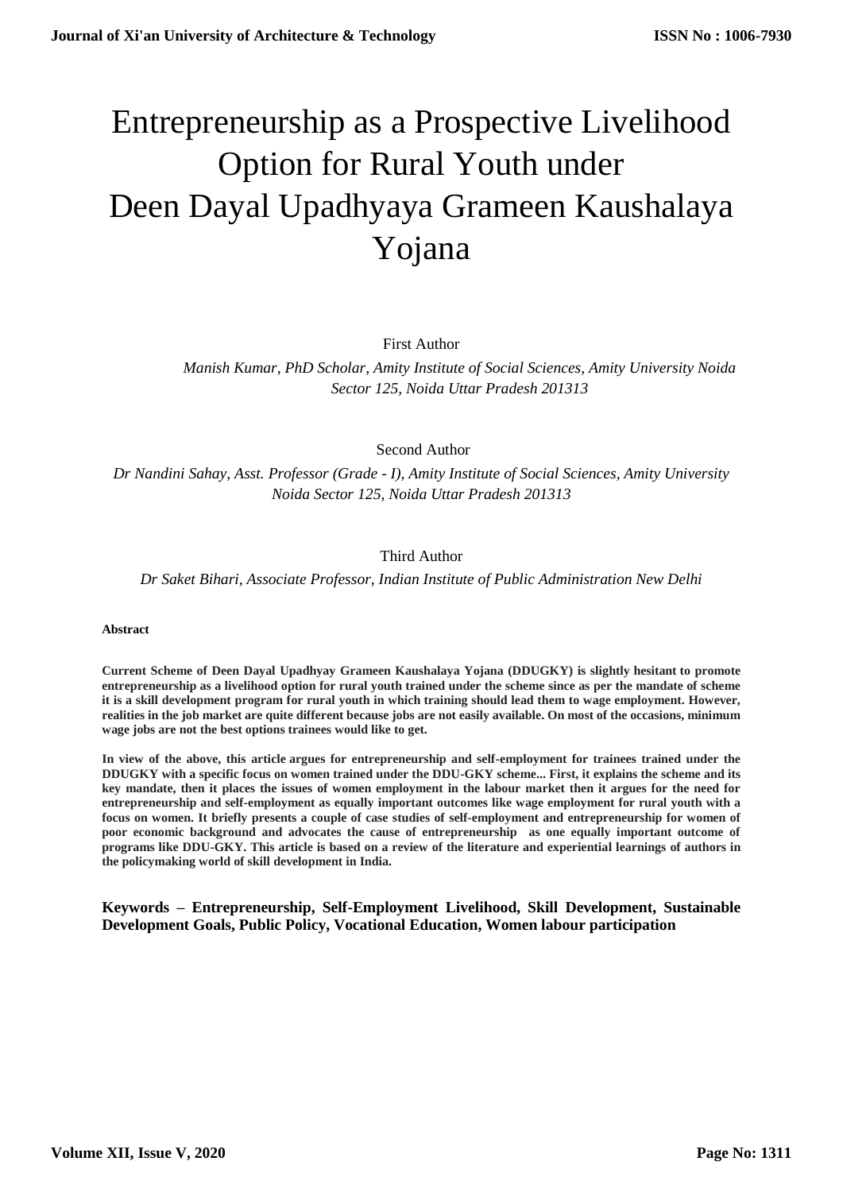# Entrepreneurship as a Prospective Livelihood Option for Rural Youth under Deen Dayal Upadhyaya Grameen Kaushalaya Yojana

First Author

*Manish Kumar, PhD Scholar, Amity Institute of Social Sciences, Amity University Noida Sector 125, Noida Uttar Pradesh 201313*

Second Author

*Dr Nandini Sahay, Asst. Professor (Grade - I), Amity Institute of Social Sciences, Amity University Noida Sector 125, Noida Uttar Pradesh 201313*

Third Author

*Dr Saket Bihari, Associate Professor, Indian Institute of Public Administration New Delhi*

**Abstract**

**Current Scheme of Deen Dayal Upadhyay Grameen Kaushalaya Yojana (DDUGKY) is slightly hesitant to promote entrepreneurship as a livelihood option for rural youth trained under the scheme since as per the mandate of scheme it is a skill development program for rural youth in which training should lead them to wage employment. However, realities in the job market are quite different because jobs are not easily available. On most of the occasions, minimum wage jobs are not the best options trainees would like to get.**

**In view of the above, this article argues for entrepreneurship and self-employment for trainees trained under the DDUGKY with a specific focus on women trained under the DDU-GKY scheme... First, it explains the scheme and its key mandate, then it places the issues of women employment in the labour market then it argues for the need for entrepreneurship and self-employment as equally important outcomes like wage employment for rural youth with a focus on women. It briefly presents a couple of case studies of self-employment and entrepreneurship for women of poor economic background and advocates the cause of entrepreneurship as one equally important outcome of programs like DDU-GKY. This article is based on a review of the literature and experiential learnings of authors in the policymaking world of skill development in India.**

**Keywords – Entrepreneurship, Self-Employment Livelihood, Skill Development, Sustainable Development Goals, Public Policy, Vocational Education, Women labour participation**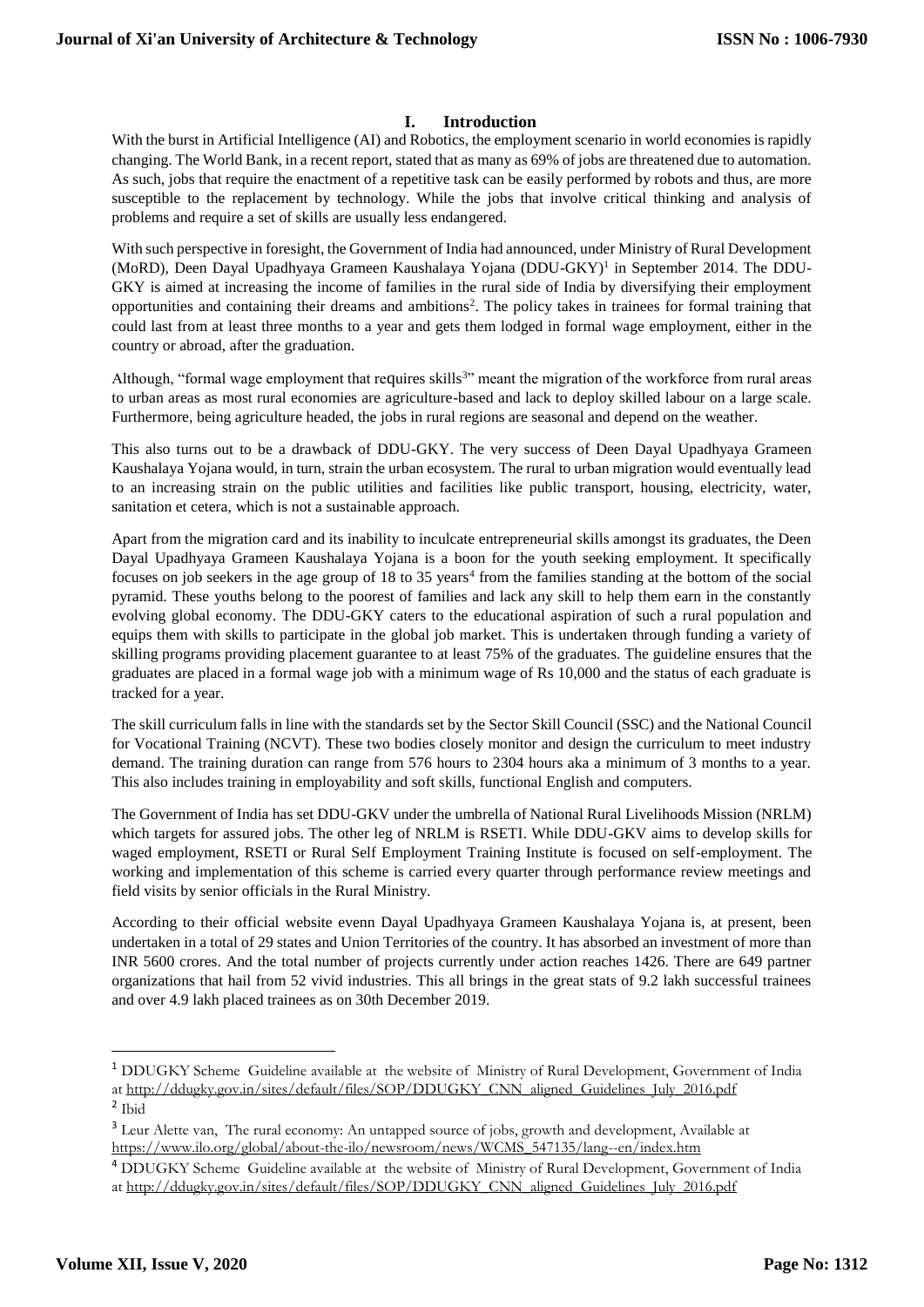## I. Introduction

With the burst in Artificial Intelligence (AI) and Robotics, the employment scenario in world economies is rapidly changing. The World Bank, in a recent report, stated that as many as 69% of jobs are threatened due to automation. As such, jobs that require the enactment of a repetitive task can be easily performed by robots and thus, are more susceptible to the replacement by technology. While the jobs that involve critical thinking and analysis of problems and require a set of skills are usually less endangered.

With such perspective in foresight, the Government of India had announced, under Ministry of Rural Development (MoRD), Deen Dayal Upadhyaya Grameen Kaushalaya Yojana (DDU-GKY)[1] in September 2014. The DDU-GKY is aimed at increasing the income of families in the rural side of India by diversifying their employment opportunities and containing their dreams and ambitions[2]. The policy takes in trainees for formal training that could last from at least three months to a year and gets them lodged in formal wage employment, either in the country or abroad, after the graduation.

Although, "formal wage employment that requires skills[3]" meant the migration of the workforce from rural areas to urban areas as most rural economies are agriculture-based and lack to deploy skilled labour on a large scale. Furthermore, being agriculture headed, the jobs in rural regions are seasonal and depend on the weather.

This also turns out to be a drawback of DDU-GKY. The very success of Deen Dayal Upadhyaya Grameen Kaushalaya Yojana would, in turn, strain the urban ecosystem. The rural to urban migration would eventually lead to an increasing strain on the public utilities and facilities like public transport, housing, electricity, water, sanitation et cetera, which is not a sustainable approach.

Apart from the migration card and its inability to inculcate entrepreneurial skills amongst its graduates, the Deen Dayal Upadhyaya Grameen Kaushalaya Yojana is a boon for the youth seeking employment. It specifically focuses on job seekers in the age group of 18 to 35 years[4] from the families standing at the bottom of the social pyramid. These youths belong to the poorest of families and lack any skill to help them earn in the constantly evolving global economy. The DDU-GKY caters to the educational aspiration of such a rural population and equips them with skills to participate in the global job market. This is undertaken through funding a variety of skilling programs providing placement guarantee to at least 75% of the graduates. The guideline ensures that the graduates are placed in a formal wage job with a minimum wage of Rs 10,000 and the status of each graduate is tracked for a year.

The skill curriculum falls in line with the standards set by the Sector Skill Council (SSC) and the National Council for Vocational Training (NCVT). These two bodies closely monitor and design the curriculum to meet industry demand. The training duration can range from 576 hours to 2304 hours aka a minimum of 3 months to a year. This also includes training in employability and soft skills, functional English and computers.

The Government of India has set DDU-GKV under the umbrella of National Rural Livelihoods Mission (NRLM) which targets for assured jobs. The other leg of NRLM is RSETI. While DDU-GKV aims to develop skills for waged employment, RSETI or Rural Self Employment Training Institute is focused on self-employment. The working and implementation of this scheme is carried every quarter through performance review meetings and field visits by senior officials in the Rural Ministry.

According to their official website evenn Dayal Upadhyaya Grameen Kaushalaya Yojana is, at present, been undertaken in a total of 29 states and Union Territories of the country. It has absorbed an investment of more than INR 5600 crores. And the total number of projects currently under action reaches 1426. There are 649 partner organizations that hail from 52 vivid industries. This all brings in the great stats of 9.2 lakh successful trainees and over 4.9 lakh placed trainees as on 30th December 2019.

---

[1] DDUGKY Scheme Guideline available at the website of Ministry of Rural Development, Government of India at http://ddugky.gov.in/sites/default/files/SOP/DDUGKY_CNN_aligned_Guidelines_July_2016.pdf

[2] Ibid

[3] Leur Alette van, The rural economy: An untapped source of jobs, growth and development, Available at https://www.ilo.org/global/about-the-ilo/newsroom/news/WCMS_547135/lang--en/index.htm

[4] DDUGKY Scheme Guideline available at the website of Ministry of Rural Development, Government of India at http://ddugky.gov.in/sites/default/files/SOP/DDUGKY_CNN_aligned_Guidelines_July_2016.pdf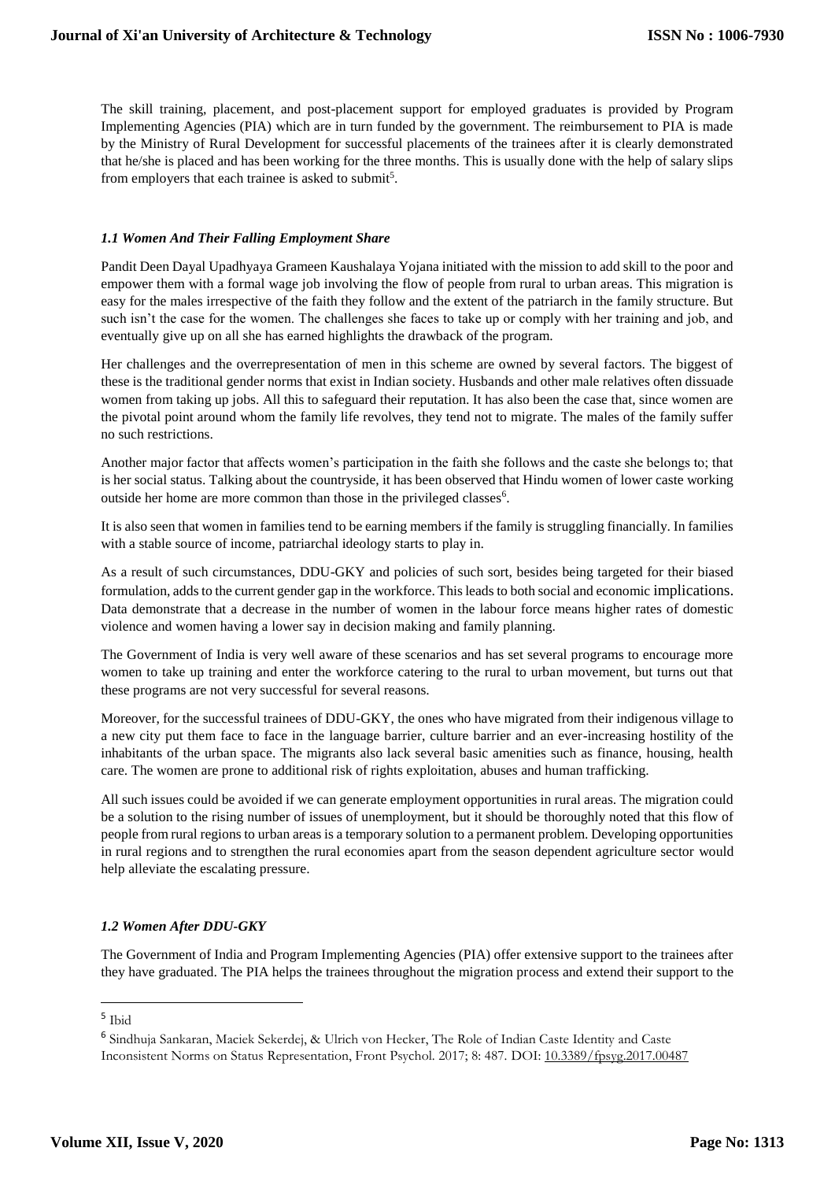The skill training, placement, and post-placement support for employed graduates is provided by Program Implementing Agencies (PIA) which are in turn funded by the government. The reimbursement to PIA is made by the Ministry of Rural Development for successful placements of the trainees after it is clearly demonstrated that he/she is placed and has been working for the three months. This is usually done with the help of salary slips from employers that each trainee is asked to submit[5].

### *1.1 Women And Their Falling Employment Share*

Pandit Deen Dayal Upadhyaya Grameen Kaushalaya Yojana initiated with the mission to add skill to the poor and empower them with a formal wage job involving the flow of people from rural to urban areas. This migration is easy for the males irrespective of the faith they follow and the extent of the patriarch in the family structure. But such isn't the case for the women. The challenges she faces to take up or comply with her training and job, and eventually give up on all she has earned highlights the drawback of the program.

Her challenges and the overrepresentation of men in this scheme are owned by several factors. The biggest of these is the traditional gender norms that exist in Indian society. Husbands and other male relatives often dissuade women from taking up jobs. All this to safeguard their reputation. It has also been the case that, since women are the pivotal point around whom the family life revolves, they tend not to migrate. The males of the family suffer no such restrictions.

Another major factor that affects women's participation in the faith she follows and the caste she belongs to; that is her social status. Talking about the countryside, it has been observed that Hindu women of lower caste working outside her home are more common than those in the privileged classes[6].

It is also seen that women in families tend to be earning members if the family is struggling financially. In families with a stable source of income, patriarchal ideology starts to play in.

As a result of such circumstances, DDU-GKY and policies of such sort, besides being targeted for their biased formulation, adds to the current gender gap in the workforce. This leads to both social and economic implications. Data demonstrate that a decrease in the number of women in the labour force means higher rates of domestic violence and women having a lower say in decision making and family planning.

The Government of India is very well aware of these scenarios and has set several programs to encourage more women to take up training and enter the workforce catering to the rural to urban movement, but turns out that these programs are not very successful for several reasons.

Moreover, for the successful trainees of DDU-GKY, the ones who have migrated from their indigenous village to a new city put them face to face in the language barrier, culture barrier and an ever-increasing hostility of the inhabitants of the urban space. The migrants also lack several basic amenities such as finance, housing, health care. The women are prone to additional risk of rights exploitation, abuses and human trafficking.

All such issues could be avoided if we can generate employment opportunities in rural areas. The migration could be a solution to the rising number of issues of unemployment, but it should be thoroughly noted that this flow of people from rural regions to urban areas is a temporary solution to a permanent problem. Developing opportunities in rural regions and to strengthen the rural economies apart from the season dependent agriculture sector would help alleviate the escalating pressure.

### *1.2 Women After DDU-GKY*

The Government of India and Program Implementing Agencies (PIA) offer extensive support to the trainees after they have graduated. The PIA helps the trainees throughout the migration process and extend their support to the

---

[5] Ibid

[6] Sindhuja Sankaran, Maciek Sekerdej, & Ulrich von Hecker, The Role of Indian Caste Identity and Caste Inconsistent Norms on Status Representation, Front Psychol. 2017; 8: 487. DOI: 10.3389/fpsyg.2017.00487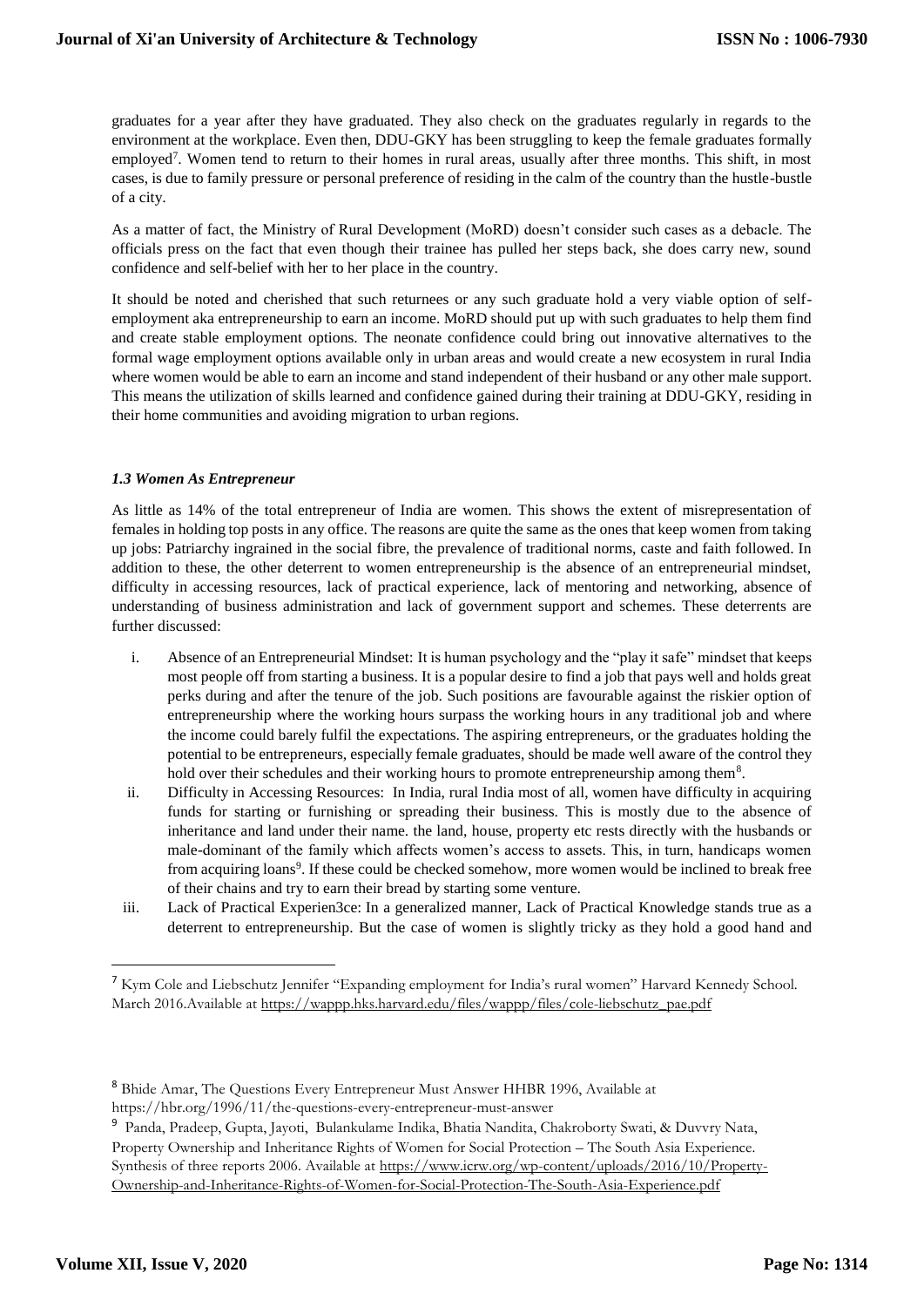graduates for a year after they have graduated. They also check on the graduates regularly in regards to the environment at the workplace. Even then, DDU-GKY has been struggling to keep the female graduates formally employed[7]. Women tend to return to their homes in rural areas, usually after three months. This shift, in most cases, is due to family pressure or personal preference of residing in the calm of the country than the hustle-bustle of a city.

As a matter of fact, the Ministry of Rural Development (MoRD) doesn't consider such cases as a debacle. The officials press on the fact that even though their trainee has pulled her steps back, she does carry new, sound confidence and self-belief with her to her place in the country.

It should be noted and cherished that such returnees or any such graduate hold a very viable option of self-employment aka entrepreneurship to earn an income. MoRD should put up with such graduates to help them find and create stable employment options. The neonate confidence could bring out innovative alternatives to the formal wage employment options available only in urban areas and would create a new ecosystem in rural India where women would be able to earn an income and stand independent of their husband or any other male support. This means the utilization of skills learned and confidence gained during their training at DDU-GKY, residing in their home communities and avoiding migration to urban regions.

### *1.3 Women As Entrepreneur*

As little as 14% of the total entrepreneur of India are women. This shows the extent of misrepresentation of females in holding top posts in any office. The reasons are quite the same as the ones that keep women from taking up jobs: Patriarchy ingrained in the social fibre, the prevalence of traditional norms, caste and faith followed. In addition to these, the other deterrent to women entrepreneurship is the absence of an entrepreneurial mindset, difficulty in accessing resources, lack of practical experience, lack of mentoring and networking, absence of understanding of business administration and lack of government support and schemes. These deterrents are further discussed:

i. Absence of an Entrepreneurial Mindset: It is human psychology and the "play it safe" mindset that keeps most people off from starting a business. It is a popular desire to find a job that pays well and holds great perks during and after the tenure of the job. Such positions are favourable against the riskier option of entrepreneurship where the working hours surpass the working hours in any traditional job and where the income could barely fulfil the expectations. The aspiring entrepreneurs, or the graduates holding the potential to be entrepreneurs, especially female graduates, should be made well aware of the control they hold over their schedules and their working hours to promote entrepreneurship among them[8].

ii. Difficulty in Accessing Resources: In India, rural India most of all, women have difficulty in acquiring funds for starting or furnishing or spreading their business. This is mostly due to the absence of inheritance and land under their name. the land, house, property etc rests directly with the husbands or male-dominant of the family which affects women's access to assets. This, in turn, handicaps women from acquiring loans[9]. If these could be checked somehow, more women would be inclined to break free of their chains and try to earn their bread by starting some venture.

iii. Lack of Practical Experien3ce: In a generalized manner, Lack of Practical Knowledge stands true as a deterrent to entrepreneurship. But the case of women is slightly tricky as they hold a good hand and

---

[7] Kym Cole and Liebschutz Jennifer "Expanding employment for India's rural women" Harvard Kennedy School. March 2016.Available at https://wappp.hks.harvard.edu/files/wappp/files/cole-liebschutz_pae.pdf

[8] Bhide Amar, The Questions Every Entrepreneur Must Answer HHBR 1996, Available at https://hbr.org/1996/11/the-questions-every-entrepreneur-must-answer

[9] Panda, Pradeep, Gupta, Jayoti, Bulankulame Indika, Bhatia Nandita, Chakroborty Swati, & Duvvry Nata, Property Ownership and Inheritance Rights of Women for Social Protection – The South Asia Experience. Synthesis of three reports 2006. Available at https://www.icrw.org/wp-content/uploads/2016/10/Property-Ownership-and-Inheritance-Rights-of-Women-for-Social-Protection-The-South-Asia-Experience.pdf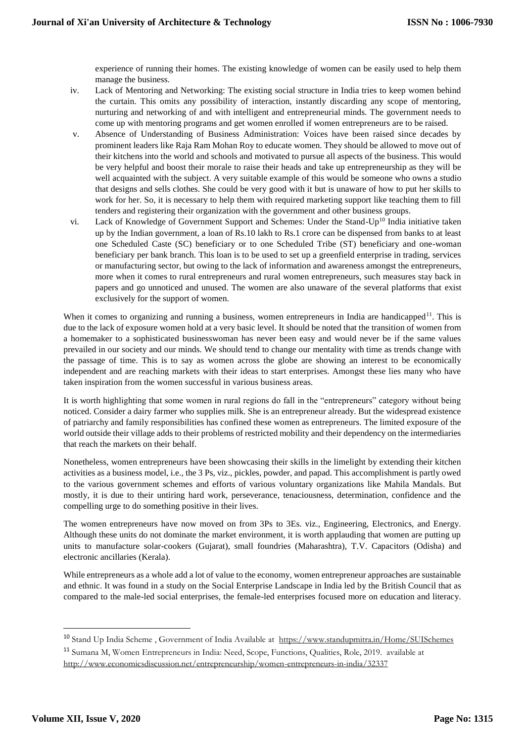experience of running their homes. The existing knowledge of women can be easily used to help them manage the business.

iv. Lack of Mentoring and Networking: The existing social structure in India tries to keep women behind the curtain. This omits any possibility of interaction, instantly discarding any scope of mentoring, nurturing and networking of and with intelligent and entrepreneurial minds. The government needs to come up with mentoring programs and get women enrolled if women entrepreneurs are to be raised.

v. Absence of Understanding of Business Administration: Voices have been raised since decades by prominent leaders like Raja Ram Mohan Roy to educate women. They should be allowed to move out of their kitchens into the world and schools and motivated to pursue all aspects of the business. This would be very helpful and boost their morale to raise their heads and take up entrepreneurship as they will be well acquainted with the subject. A very suitable example of this would be someone who owns a studio that designs and sells clothes. She could be very good with it but is unaware of how to put her skills to work for her. So, it is necessary to help them with required marketing support like teaching them to fill tenders and registering their organization with the government and other business groups.

vi. Lack of Knowledge of Government Support and Schemes: Under the Stand-Up[10] India initiative taken up by the Indian government, a loan of Rs.10 lakh to Rs.1 crore can be dispensed from banks to at least one Scheduled Caste (SC) beneficiary or to one Scheduled Tribe (ST) beneficiary and one-woman beneficiary per bank branch. This loan is to be used to set up a greenfield enterprise in trading, services or manufacturing sector, but owing to the lack of information and awareness amongst the entrepreneurs, more when it comes to rural entrepreneurs and rural women entrepreneurs, such measures stay back in papers and go unnoticed and unused. The women are also unaware of the several platforms that exist exclusively for the support of women.

When it comes to organizing and running a business, women entrepreneurs in India are handicapped[11]. This is due to the lack of exposure women hold at a very basic level. It should be noted that the transition of women from a homemaker to a sophisticated businesswoman has never been easy and would never be if the same values prevailed in our society and our minds. We should tend to change our mentality with time as trends change with the passage of time. This is to say as women across the globe are showing an interest to be economically independent and are reaching markets with their ideas to start enterprises. Amongst these lies many who have taken inspiration from the women successful in various business areas.

It is worth highlighting that some women in rural regions do fall in the "entrepreneurs" category without being noticed. Consider a dairy farmer who supplies milk. She is an entrepreneur already. But the widespread existence of patriarchy and family responsibilities has confined these women as entrepreneurs. The limited exposure of the world outside their village adds to their problems of restricted mobility and their dependency on the intermediaries that reach the markets on their behalf.

Nonetheless, women entrepreneurs have been showcasing their skills in the limelight by extending their kitchen activities as a business model, i.e., the 3 Ps, viz., pickles, powder, and papad. This accomplishment is partly owed to the various government schemes and efforts of various voluntary organizations like Mahila Mandals. But mostly, it is due to their untiring hard work, perseverance, tenaciousness, determination, confidence and the compelling urge to do something positive in their lives.

The women entrepreneurs have now moved on from 3Ps to 3Es. viz., Engineering, Electronics, and Energy. Although these units do not dominate the market environment, it is worth applauding that women are putting up units to manufacture solar-cookers (Gujarat), small foundries (Maharashtra), T.V. Capacitors (Odisha) and electronic ancillaries (Kerala).

While entrepreneurs as a whole add a lot of value to the economy, women entrepreneur approaches are sustainable and ethnic. It was found in a study on the Social Enterprise Landscape in India led by the British Council that as compared to the male-led social enterprises, the female-led enterprises focused more on education and literacy.

---

[10] Stand Up India Scheme , Government of India Available at https://www.standupmitra.in/Home/SUISchemes

[11] Sumana M, Women Entrepreneurs in India: Need, Scope, Functions, Qualities, Role, 2019. available at http://www.economicsdiscussion.net/entrepreneurship/women-entrepreneurs-in-india/32337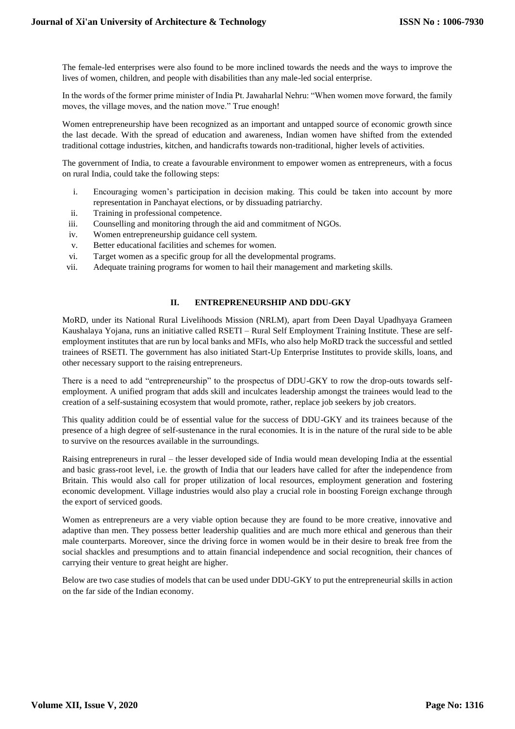The female-led enterprises were also found to be more inclined towards the needs and the ways to improve the lives of women, children, and people with disabilities than any male-led social enterprise.

In the words of the former prime minister of India Pt. Jawaharlal Nehru: "When women move forward, the family moves, the village moves, and the nation move." True enough!

Women entrepreneurship have been recognized as an important and untapped source of economic growth since the last decade. With the spread of education and awareness, Indian women have shifted from the extended traditional cottage industries, kitchen, and handicrafts towards non-traditional, higher levels of activities.

The government of India, to create a favourable environment to empower women as entrepreneurs, with a focus on rural India, could take the following steps:

i. Encouraging women's participation in decision making. This could be taken into account by more representation in Panchayat elections, or by dissuading patriarchy.
ii. Training in professional competence.
iii. Counselling and monitoring through the aid and commitment of NGOs.
iv. Women entrepreneurship guidance cell system.
v. Better educational facilities and schemes for women.
vi. Target women as a specific group for all the developmental programs.
vii. Adequate training programs for women to hail their management and marketing skills.

## II. ENTREPRENEURSHIP AND DDU-GKY

MoRD, under its National Rural Livelihoods Mission (NRLM), apart from Deen Dayal Upadhyaya Grameen Kaushalaya Yojana, runs an initiative called RSETI – Rural Self Employment Training Institute. These are self-employment institutes that are run by local banks and MFIs, who also help MoRD track the successful and settled trainees of RSETI. The government has also initiated Start-Up Enterprise Institutes to provide skills, loans, and other necessary support to the raising entrepreneurs.

There is a need to add "entrepreneurship" to the prospectus of DDU-GKY to row the drop-outs towards self-employment. A unified program that adds skill and inculcates leadership amongst the trainees would lead to the creation of a self-sustaining ecosystem that would promote, rather, replace job seekers by job creators.

This quality addition could be of essential value for the success of DDU-GKY and its trainees because of the presence of a high degree of self-sustenance in the rural economies. It is in the nature of the rural side to be able to survive on the resources available in the surroundings.

Raising entrepreneurs in rural – the lesser developed side of India would mean developing India at the essential and basic grass-root level, i.e. the growth of India that our leaders have called for after the independence from Britain. This would also call for proper utilization of local resources, employment generation and fostering economic development. Village industries would also play a crucial role in boosting Foreign exchange through the export of serviced goods.

Women as entrepreneurs are a very viable option because they are found to be more creative, innovative and adaptive than men. They possess better leadership qualities and are much more ethical and generous than their male counterparts. Moreover, since the driving force in women would be in their desire to break free from the social shackles and presumptions and to attain financial independence and social recognition, their chances of carrying their venture to great height are higher.

Below are two case studies of models that can be used under DDU-GKY to put the entrepreneurial skills in action on the far side of the Indian economy.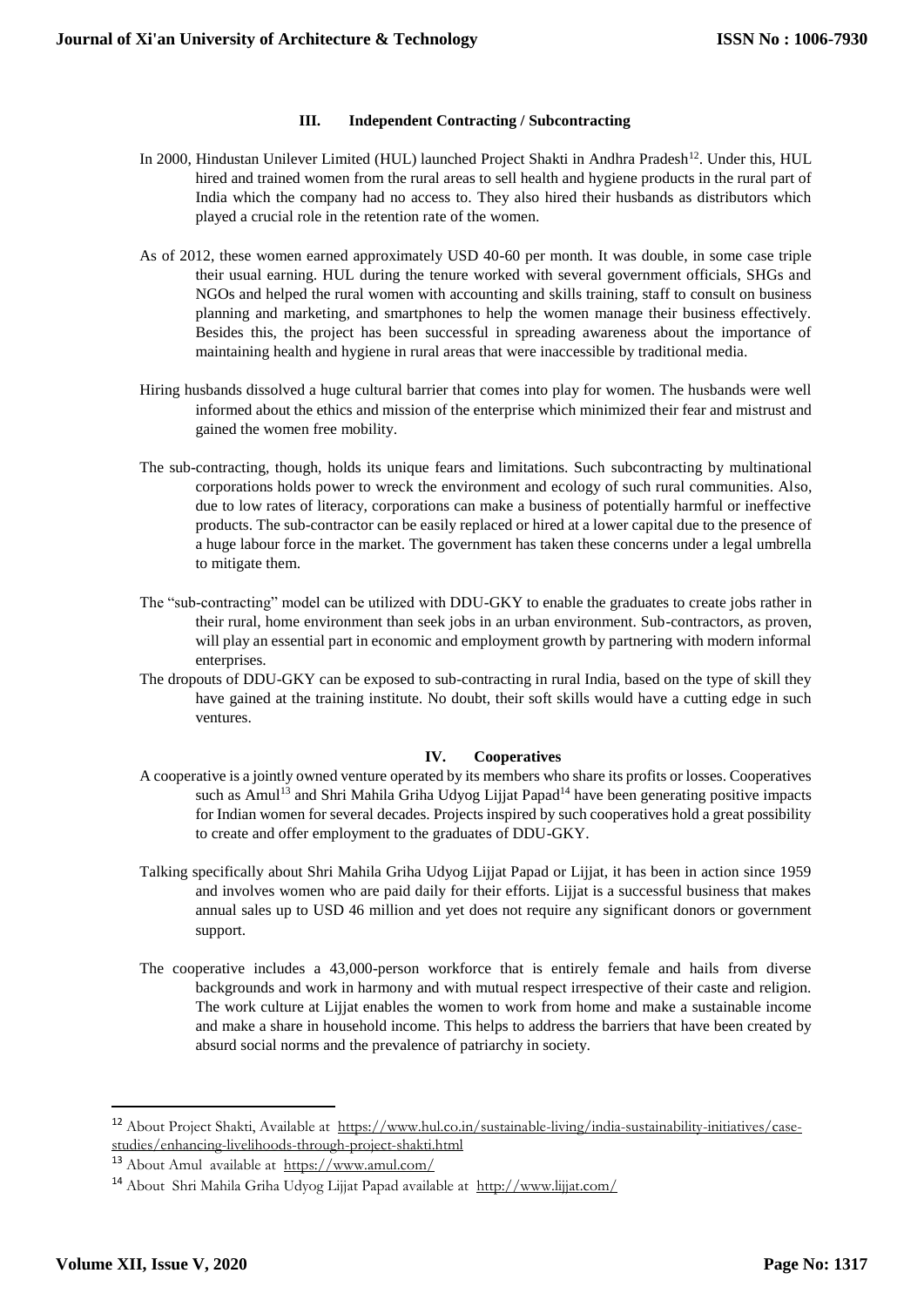### III. Independent Contracting / Subcontracting

In 2000, Hindustan Unilever Limited (HUL) launched Project Shakti in Andhra Pradesh[12]. Under this, HUL hired and trained women from the rural areas to sell health and hygiene products in the rural part of India which the company had no access to. They also hired their husbands as distributors which played a crucial role in the retention rate of the women.

As of 2012, these women earned approximately USD 40-60 per month. It was double, in some case triple their usual earning. HUL during the tenure worked with several government officials, SHGs and NGOs and helped the rural women with accounting and skills training, staff to consult on business planning and marketing, and smartphones to help the women manage their business effectively. Besides this, the project has been successful in spreading awareness about the importance of maintaining health and hygiene in rural areas that were inaccessible by traditional media.

Hiring husbands dissolved a huge cultural barrier that comes into play for women. The husbands were well informed about the ethics and mission of the enterprise which minimized their fear and mistrust and gained the women free mobility.

The sub-contracting, though, holds its unique fears and limitations. Such subcontracting by multinational corporations holds power to wreck the environment and ecology of such rural communities. Also, due to low rates of literacy, corporations can make a business of potentially harmful or ineffective products. The sub-contractor can be easily replaced or hired at a lower capital due to the presence of a huge labour force in the market. The government has taken these concerns under a legal umbrella to mitigate them.

The "sub-contracting" model can be utilized with DDU-GKY to enable the graduates to create jobs rather in their rural, home environment than seek jobs in an urban environment. Sub-contractors, as proven, will play an essential part in economic and employment growth by partnering with modern informal enterprises.

The dropouts of DDU-GKY can be exposed to sub-contracting in rural India, based on the type of skill they have gained at the training institute. No doubt, their soft skills would have a cutting edge in such ventures.

### IV. Cooperatives

A cooperative is a jointly owned venture operated by its members who share its profits or losses. Cooperatives such as Amul[13] and Shri Mahila Griha Udyog Lijjat Papad[14] have been generating positive impacts for Indian women for several decades. Projects inspired by such cooperatives hold a great possibility to create and offer employment to the graduates of DDU-GKY.

Talking specifically about Shri Mahila Griha Udyog Lijjat Papad or Lijjat, it has been in action since 1959 and involves women who are paid daily for their efforts. Lijjat is a successful business that makes annual sales up to USD 46 million and yet does not require any significant donors or government support.

The cooperative includes a 43,000-person workforce that is entirely female and hails from diverse backgrounds and work in harmony and with mutual respect irrespective of their caste and religion. The work culture at Lijjat enables the women to work from home and make a sustainable income and make a share in household income. This helps to address the barriers that have been created by absurd social norms and the prevalence of patriarchy in society.

---

[12] About Project Shakti, Available at https://www.hul.co.in/sustainable-living/india-sustainability-initiatives/case-studies/enhancing-livelihoods-through-project-shakti.html

[13] About Amul available at https://www.amul.com/

[14] About Shri Mahila Griha Udyog Lijjat Papad available at http://www.lijjat.com/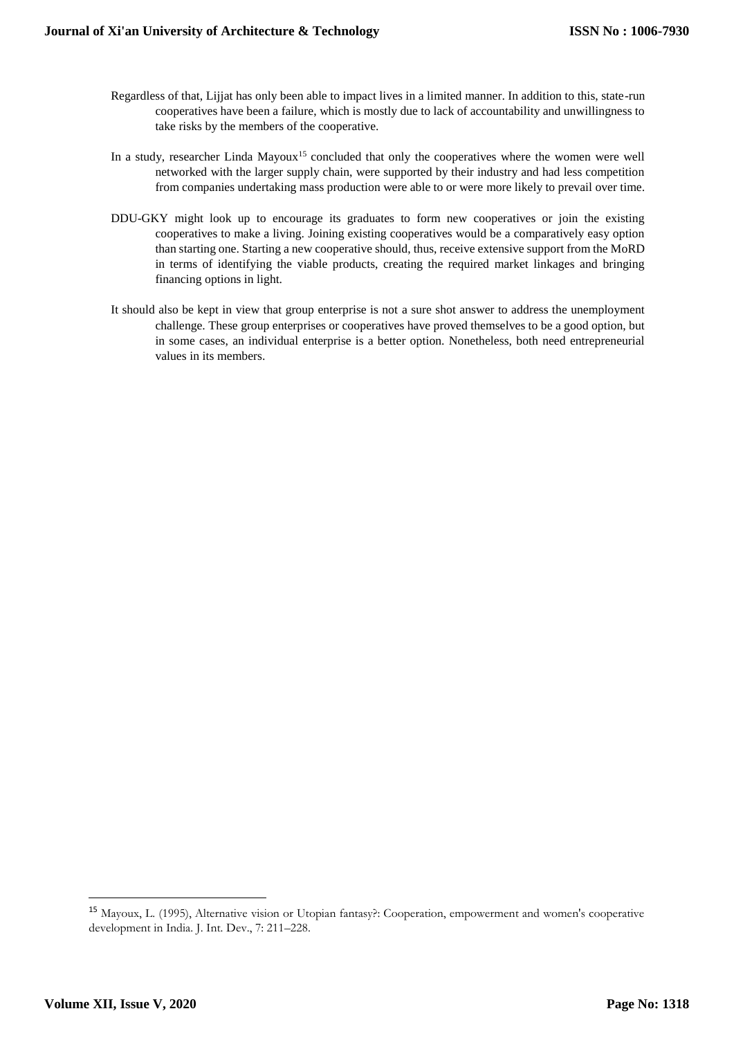Regardless of that, Lijjat has only been able to impact lives in a limited manner. In addition to this, state-run cooperatives have been a failure, which is mostly due to lack of accountability and unwillingness to take risks by the members of the cooperative.

In a study, researcher Linda Mayoux[15] concluded that only the cooperatives where the women were well networked with the larger supply chain, were supported by their industry and had less competition from companies undertaking mass production were able to or were more likely to prevail over time.

DDU-GKY might look up to encourage its graduates to form new cooperatives or join the existing cooperatives to make a living. Joining existing cooperatives would be a comparatively easy option than starting one. Starting a new cooperative should, thus, receive extensive support from the MoRD in terms of identifying the viable products, creating the required market linkages and bringing financing options in light.

It should also be kept in view that group enterprise is not a sure shot answer to address the unemployment challenge. These group enterprises or cooperatives have proved themselves to be a good option, but in some cases, an individual enterprise is a better option. Nonetheless, both need entrepreneurial values in its members.

---

[15] Mayoux, L. (1995), Alternative vision or Utopian fantasy?: Cooperation, empowerment and women's cooperative development in India. J. Int. Dev., 7: 211–228.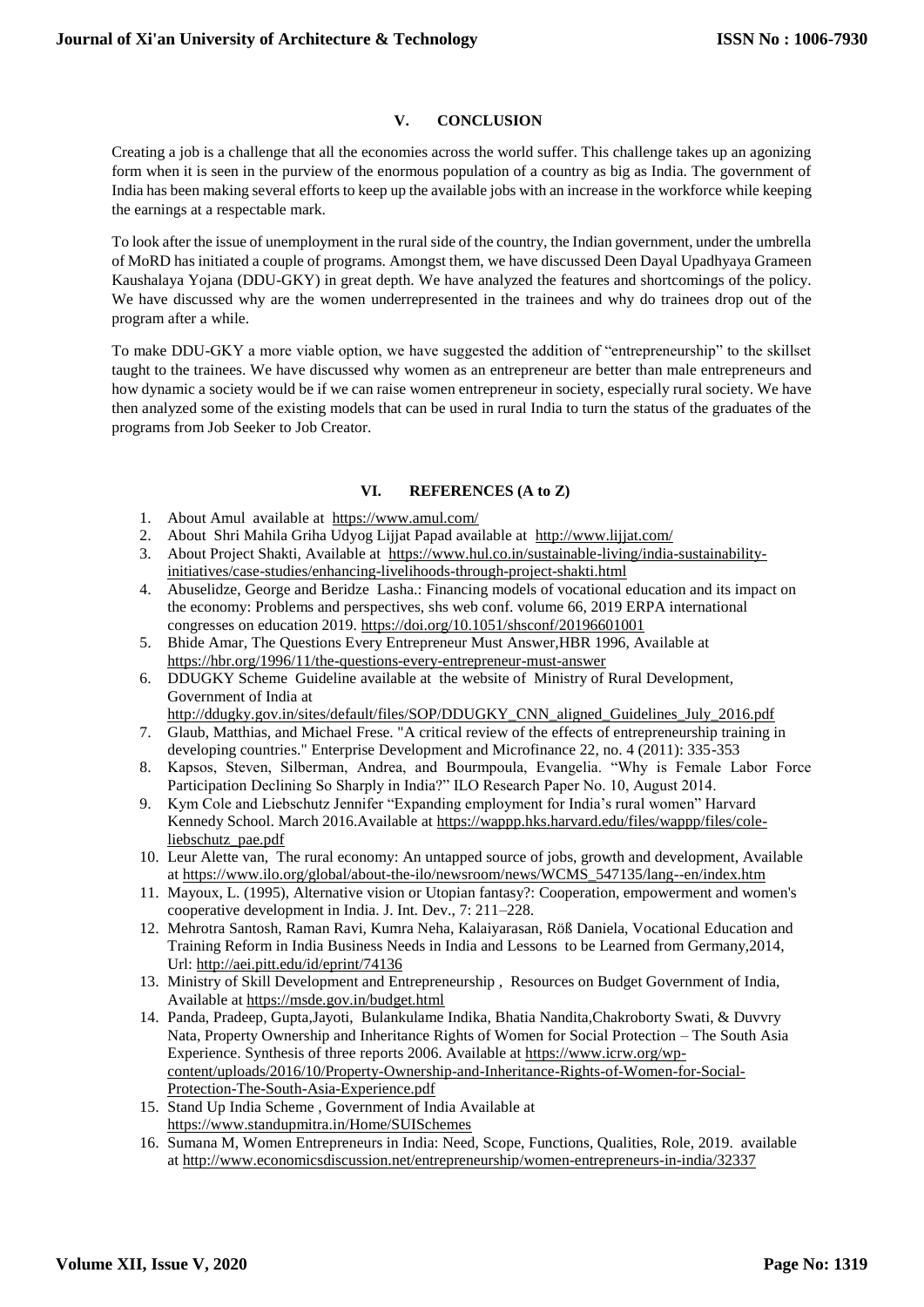## V. CONCLUSION

Creating a job is a challenge that all the economies across the world suffer. This challenge takes up an agonizing form when it is seen in the purview of the enormous population of a country as big as India. The government of India has been making several efforts to keep up the available jobs with an increase in the workforce while keeping the earnings at a respectable mark.

To look after the issue of unemployment in the rural side of the country, the Indian government, under the umbrella of MoRD has initiated a couple of programs. Amongst them, we have discussed Deen Dayal Upadhyaya Grameen Kaushalaya Yojana (DDU-GKY) in great depth. We have analyzed the features and shortcomings of the policy. We have discussed why are the women underrepresented in the trainees and why do trainees drop out of the program after a while.

To make DDU-GKY a more viable option, we have suggested the addition of "entrepreneurship" to the skillset taught to the trainees. We have discussed why women as an entrepreneur are better than male entrepreneurs and how dynamic a society would be if we can raise women entrepreneur in society, especially rural society. We have then analyzed some of the existing models that can be used in rural India to turn the status of the graduates of the programs from Job Seeker to Job Creator.

## VI. REFERENCES (A to Z)

1. About Amul available at https://www.amul.com/
2. About Shri Mahila Griha Udyog Lijjat Papad available at http://www.lijjat.com/
3. About Project Shakti, Available at https://www.hul.co.in/sustainable-living/india-sustainability-initiatives/case-studies/enhancing-livelihoods-through-project-shakti.html
4. Abuselidze, George and Beridze Lasha.: Financing models of vocational education and its impact on the economy: Problems and perspectives, shs web conf. volume 66, 2019 ERPA international congresses on education 2019. https://doi.org/10.1051/shsconf/20196601001
5. Bhide Amar, The Questions Every Entrepreneur Must Answer,HBR 1996, Available at https://hbr.org/1996/11/the-questions-every-entrepreneur-must-answer
6. DDUGKY Scheme Guideline available at the website of Ministry of Rural Development, Government of India at http://ddugky.gov.in/sites/default/files/SOP/DDUGKY_CNN_aligned_Guidelines_July_2016.pdf
7. Glaub, Matthias, and Michael Frese. "A critical review of the effects of entrepreneurship training in developing countries." Enterprise Development and Microfinance 22, no. 4 (2011): 335-353
8. Kapsos, Steven, Silberman, Andrea, and Bourmpoula, Evangelia. "Why is Female Labor Force Participation Declining So Sharply in India?" ILO Research Paper No. 10, August 2014.
9. Kym Cole and Liebschutz Jennifer "Expanding employment for India's rural women" Harvard Kennedy School. March 2016.Available at https://wappp.hks.harvard.edu/files/wappp/files/cole-liebschutz_pae.pdf
10. Leur Alette van, The rural economy: An untapped source of jobs, growth and development, Available at https://www.ilo.org/global/about-the-ilo/newsroom/news/WCMS_547135/lang--en/index.htm
11. Mayoux, L. (1995), Alternative vision or Utopian fantasy?: Cooperation, empowerment and women's cooperative development in India. J. Int. Dev., 7: 211–228.
12. Mehrotra Santosh, Raman Ravi, Kumra Neha, Kalaiyarasan, Röß Daniela, Vocational Education and Training Reform in India Business Needs in India and Lessons to be Learned from Germany,2014, Url: http://aei.pitt.edu/id/eprint/74136
13. Ministry of Skill Development and Entrepreneurship , Resources on Budget Government of India, Available at https://msde.gov.in/budget.html
14. Panda, Pradeep, Gupta,Jayoti, Bulankulame Indika, Bhatia Nandita,Chakroborty Swati, & Duvvry Nata, Property Ownership and Inheritance Rights of Women for Social Protection – The South Asia Experience. Synthesis of three reports 2006. Available at https://www.icrw.org/wp-content/uploads/2016/10/Property-Ownership-and-Inheritance-Rights-of-Women-for-Social-Protection-The-South-Asia-Experience.pdf
15. Stand Up India Scheme , Government of India Available at https://www.standupmitra.in/Home/SUISchemes
16. Sumana M, Women Entrepreneurs in India: Need, Scope, Functions, Qualities, Role, 2019. available at http://www.economicsdiscussion.net/entrepreneurship/women-entrepreneurs-in-india/32337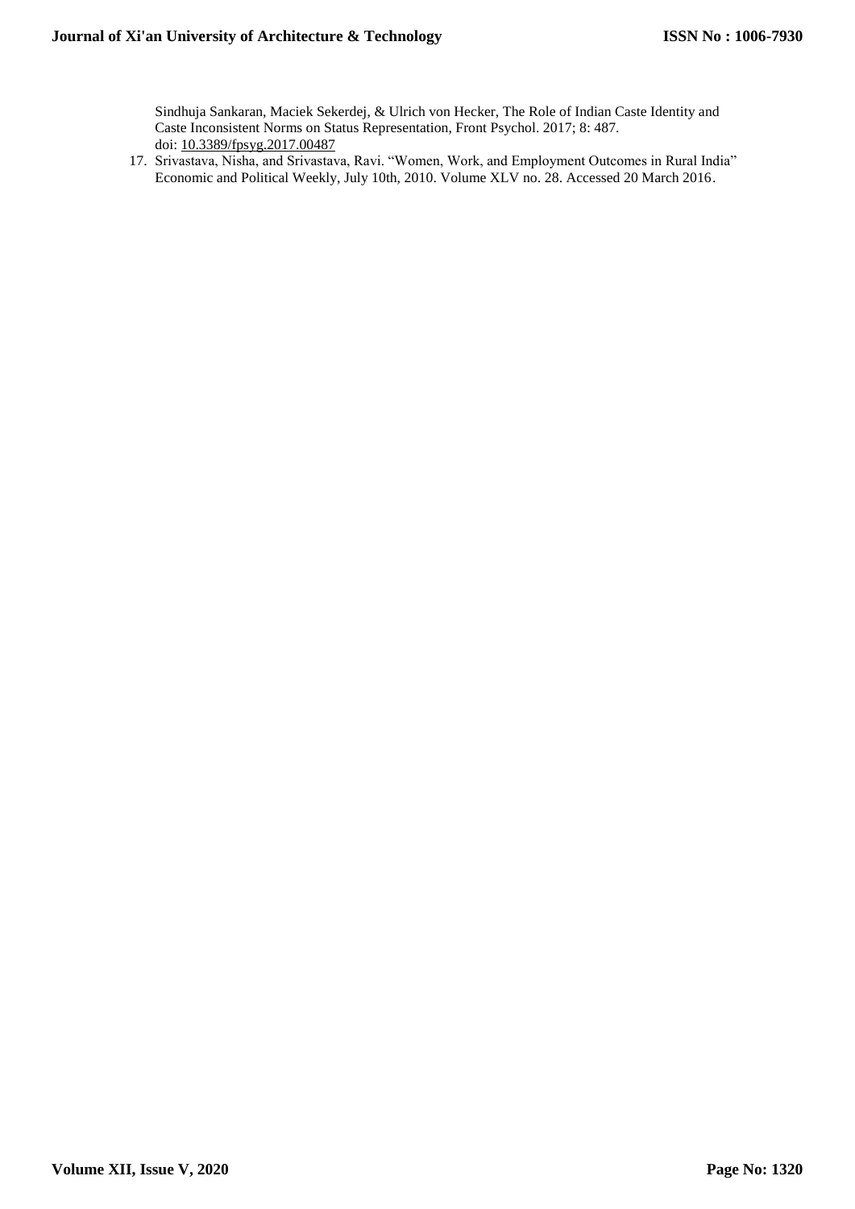Sindhuja Sankaran, Maciek Sekerdej, & Ulrich von Hecker, The Role of Indian Caste Identity and Caste Inconsistent Norms on Status Representation, Front Psychol. 2017; 8: 487. doi: 10.3389/fpsyg.2017.00487

17. Srivastava, Nisha, and Srivastava, Ravi. "Women, Work, and Employment Outcomes in Rural India" Economic and Political Weekly, July 10th, 2010. Volume XLV no. 28. Accessed 20 March 2016.